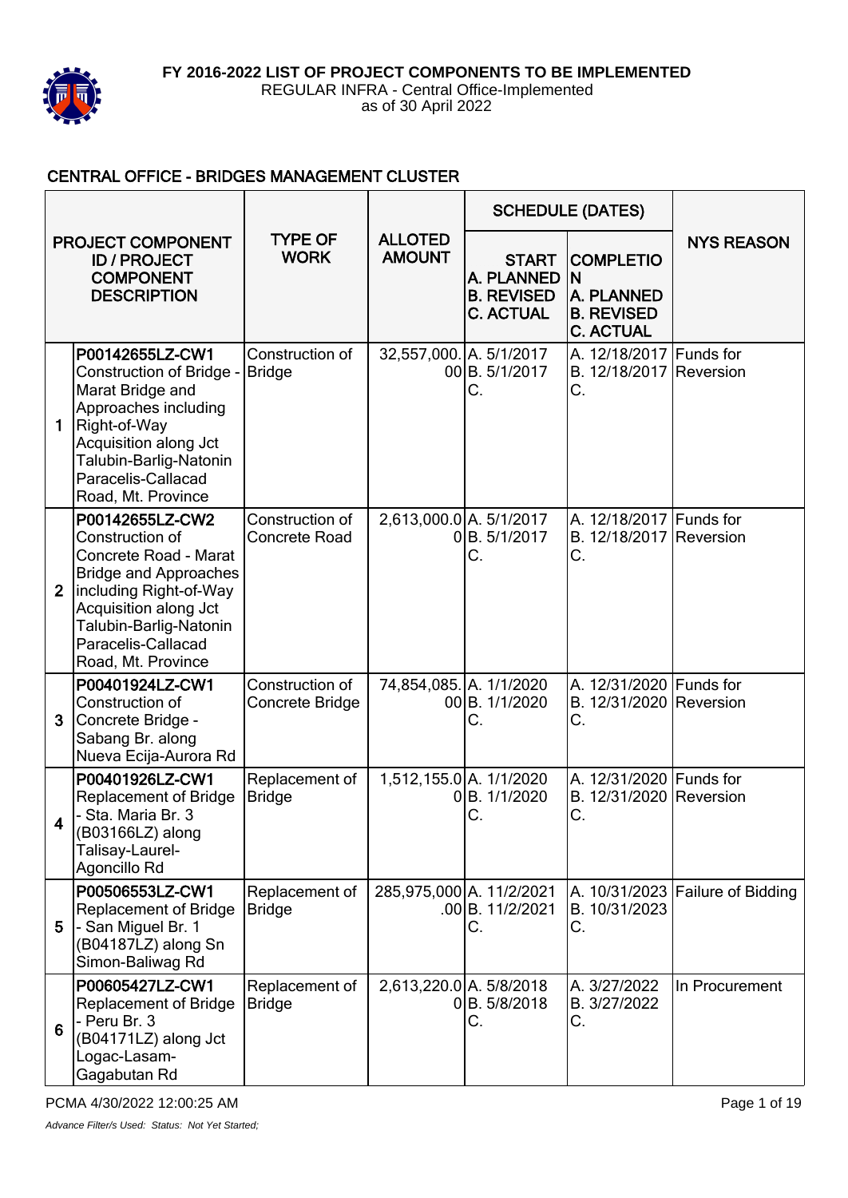**FY 2016-2022 LIST OF PROJECT COMPONENTS TO BE IMPLEMENTED**
REGULAR INFRA - Central Office-Implemented
as of 30 April 2022

## CENTRAL OFFICE - BRIDGES MANAGEMENT CLUSTER

| | PROJECT COMPONENT ID / PROJECT COMPONENT DESCRIPTION | TYPE OF WORK | ALLOTED AMOUNT | SCHEDULE (DATES) START A. PLANNED B. REVISED C. ACTUAL | COMPLETION A. PLANNED B. REVISED C. ACTUAL | NYS REASON |
|---|---|---|---|---|---|---|
| 1 | **P00142655LZ-CW1** Construction of Bridge - Marat Bridge and Approaches including Right-of-Way Acquisition along Jct Talubin-Barlig-Natonin Paracelis-Callacad Road, Mt. Province | Construction of Bridge | 32,557,000.00 | A. 5/1/2017 B. 5/1/2017 C. | A. 12/18/2017 B. 12/18/2017 C. | Funds for Reversion |
| 2 | **P00142655LZ-CW2** Construction of Concrete Road - Marat Bridge and Approaches including Right-of-Way Acquisition along Jct Talubin-Barlig-Natonin Paracelis-Callacad Road, Mt. Province | Construction of Concrete Road | 2,613,000.00 | A. 5/1/2017 B. 5/1/2017 C. | A. 12/18/2017 B. 12/18/2017 C. | Funds for Reversion |
| 3 | **P00401924LZ-CW1** Construction of Concrete Bridge - Sabang Br. along Nueva Ecija-Aurora Rd | Construction of Concrete Bridge | 74,854,085.00 | A. 1/1/2020 B. 1/1/2020 C. | A. 12/31/2020 B. 12/31/2020 C. | Funds for Reversion |
| 4 | **P00401926LZ-CW1** Replacement of Bridge - Sta. Maria Br. 3 (B03166LZ) along Talisay-Laurel-Agoncillo Rd | Replacement of Bridge | 1,512,155.00 | A. 1/1/2020 B. 1/1/2020 C. | A. 12/31/2020 B. 12/31/2020 C. | Funds for Reversion |
| 5 | **P00506553LZ-CW1** Replacement of Bridge - San Miguel Br. 1 (B04187LZ) along Sn Simon-Baliwag Rd | Replacement of Bridge | 285,975,000.00 | A. 11/2/2021 B. 11/2/2021 C. | A. 10/31/2023 B. 10/31/2023 C. | Failure of Bidding |
| 6 | **P00605427LZ-CW1** Replacement of Bridge - Peru Br. 3 (B04171LZ) along Jct Logac-Lasam-Gagabutan Rd | Replacement of Bridge | 2,613,220.00 | A. 5/8/2018 B. 5/8/2018 C. | A. 3/27/2022 B. 3/27/2022 C. | In Procurement |

PCMA 4/30/2022 12:00:25 AM

*Advance Filter/s Used: Status: Not Yet Started;*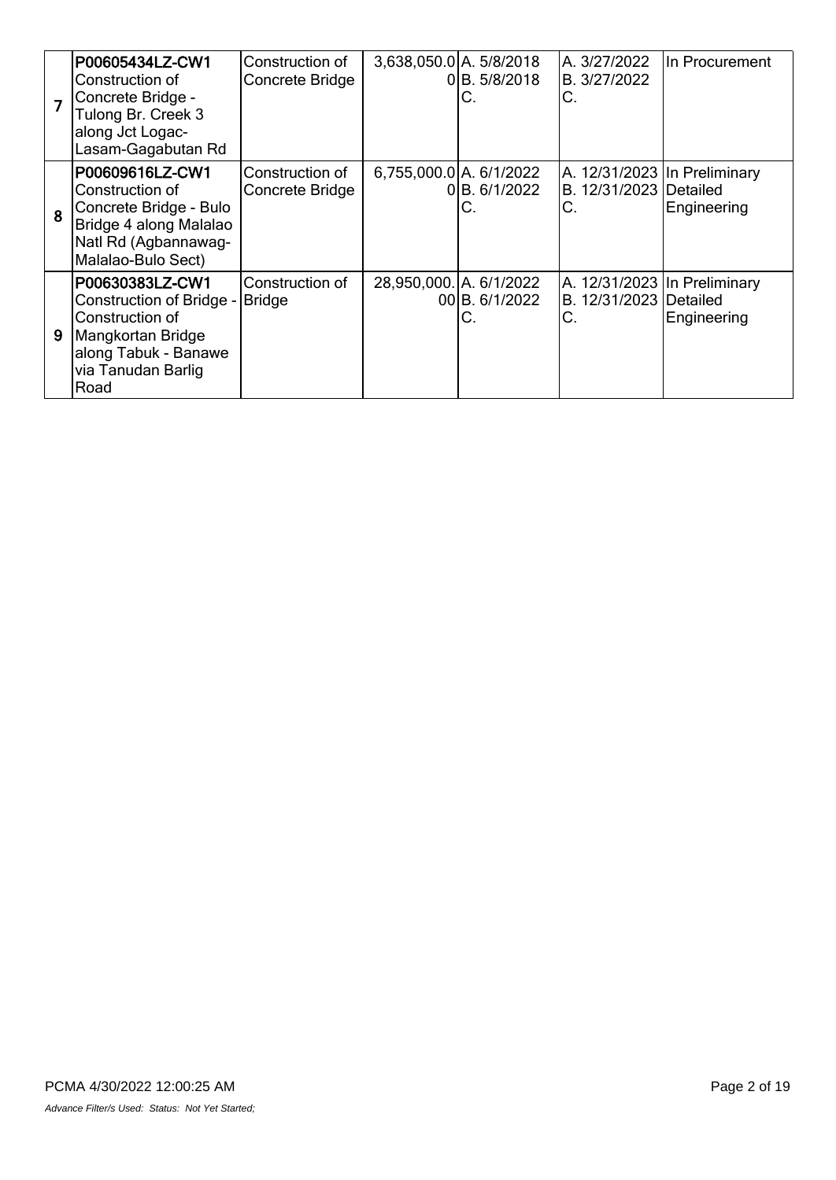| | | | | | | |
|---|---|---|---|---|---|---|
| 7 | **P00605434LZ-CW1** Construction of Concrete Bridge - Tulong Br. Creek 3 along Jct Logac-Lasam-Gagabutan Rd | Construction of Concrete Bridge | 3,638,050.00 | A. 5/8/2018<br>B. 5/8/2018<br>C. | A. 3/27/2022<br>B. 3/27/2022<br>C. | In Procurement |
| 8 | **P00609616LZ-CW1** Construction of Concrete Bridge - Bulo Bridge 4 along Malalao Natl Rd (Agbannawag-Malalao-Bulo Sect) | Construction of Concrete Bridge | 6,755,000.00 | A. 6/1/2022<br>B. 6/1/2022<br>C. | A. 12/31/2023<br>B. 12/31/2023<br>C. | In Preliminary Detailed Engineering |
| 9 | **P00630383LZ-CW1** Construction of Bridge - Construction of Mangkortan Bridge along Tabuk - Banawe via Tanudan Barlig Road | Construction of Bridge | 28,950,000.00 | A. 6/1/2022<br>B. 6/1/2022<br>C. | A. 12/31/2023<br>B. 12/31/2023<br>C. | In Preliminary Detailed Engineering |

PCMA 4/30/2022 12:00:25 AM

*Advance Filter/s Used: Status: Not Yet Started;*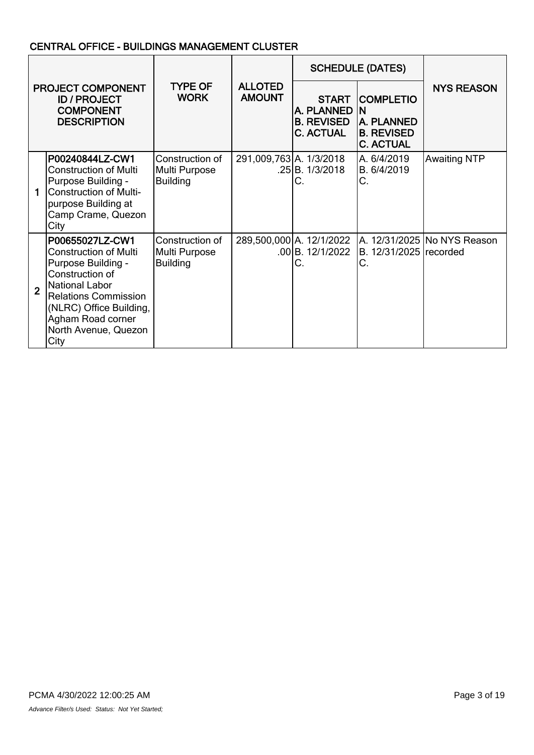## CENTRAL OFFICE - BUILDINGS MANAGEMENT CLUSTER

| | PROJECT COMPONENT ID / PROJECT COMPONENT DESCRIPTION | TYPE OF WORK | ALLOTED AMOUNT | SCHEDULE (DATES) | | NYS REASON |
|---|---|---|---|---|---|---|
| | | | | START A. PLANNED B. REVISED C. ACTUAL | COMPLETION A. PLANNED B. REVISED C. ACTUAL | |
| 1 | **P00240844LZ-CW1** Construction of Multi Purpose Building - Construction of Multi-purpose Building at Camp Crame, Quezon City | Construction of Multi Purpose Building | 291,009,763.25 | A. 1/3/2018 B. 1/3/2018 C. | A. 6/4/2019 B. 6/4/2019 C. | Awaiting NTP |
| 2 | **P00655027LZ-CW1** Construction of Multi Purpose Building - Construction of National Labor Relations Commission (NLRC) Office Building, Agham Road corner North Avenue, Quezon City | Construction of Multi Purpose Building | 289,500,000.00 | A. 12/1/2022 B. 12/1/2022 C. | A. 12/31/2025 B. 12/31/2025 C. | No NYS Reason recorded |

PCMA 4/30/2022 12:00:25 AM

*Advance Filter/s Used: Status: Not Yet Started;*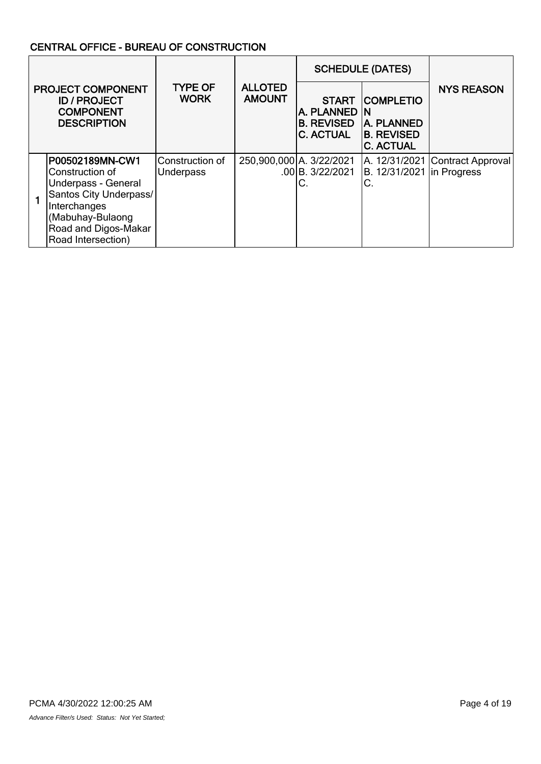## CENTRAL OFFICE - BUREAU OF CONSTRUCTION

| | PROJECT COMPONENT ID / PROJECT COMPONENT DESCRIPTION | TYPE OF WORK | ALLOTED AMOUNT | SCHEDULE (DATES) | | NYS REASON |
|---|---|---|---|---|---|---|
| | | | | START A. PLANNED B. REVISED C. ACTUAL | COMPLETION A. PLANNED B. REVISED C. ACTUAL | |
| 1 | **P00502189MN-CW1** Construction of Underpass - General Santos City Underpass/ Interchanges (Mabuhay-Bulaong Road and Digos-Makar Road Intersection) | Construction of Underpass | 250,900,000.00 | A. 3/22/2021 B. 3/22/2021 C. | A. 12/31/2021 B. 12/31/2021 C. | Contract Approval in Progress |

PCMA 4/30/2022 12:00:25 AM

*Advance Filter/s Used: Status: Not Yet Started;*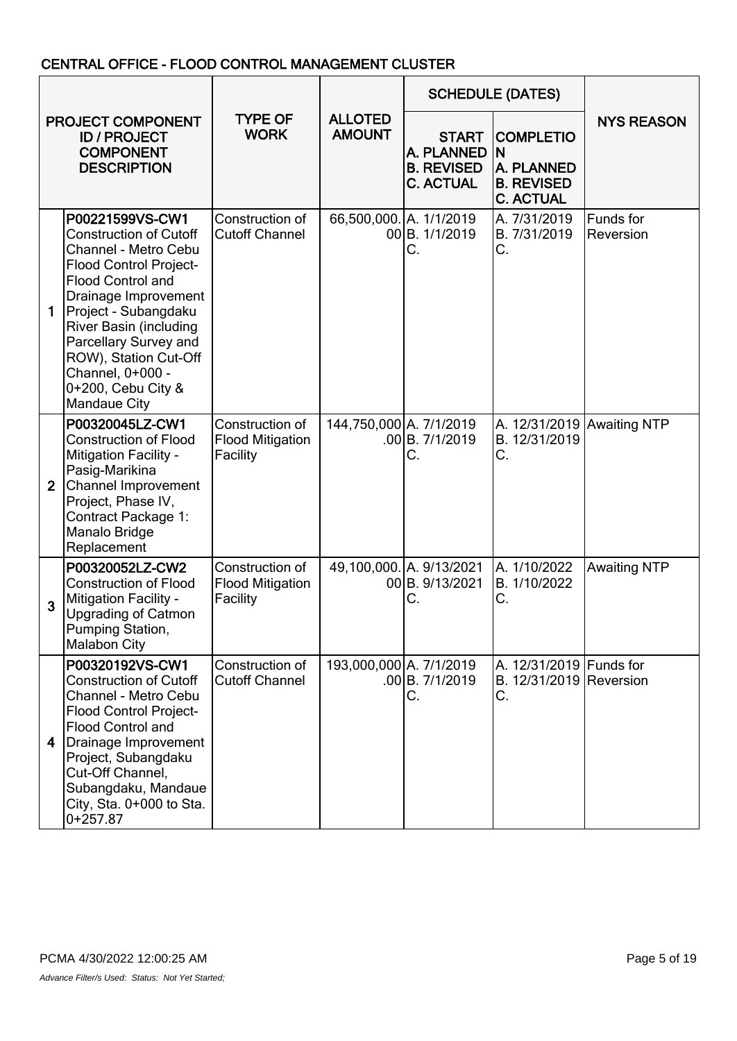## CENTRAL OFFICE - FLOOD CONTROL MANAGEMENT CLUSTER

| | PROJECT COMPONENT ID / PROJECT COMPONENT DESCRIPTION | TYPE OF WORK | ALLOTED AMOUNT | SCHEDULE (DATES) | | NYS REASON |
|---|---|---|---|---|---|---|
| | | | | START A. PLANNED B. REVISED C. ACTUAL | COMPLETION A. PLANNED B. REVISED C. ACTUAL | |
| 1 | **P00221599VS-CW1** Construction of Cutoff Channel - Metro Cebu Flood Control Project- Flood Control and Drainage Improvement Project - Subangdaku River Basin (including Parcellary Survey and ROW), Station Cut-Off Channel, 0+000 - 0+200, Cebu City & Mandaue City | Construction of Cutoff Channel | 66,500,000.00 | A. 1/1/2019 B. 1/1/2019 C. | A. 7/31/2019 B. 7/31/2019 C. | Funds for Reversion |
| 2 | **P00320045LZ-CW1** Construction of Flood Mitigation Facility - Pasig-Marikina Channel Improvement Project, Phase IV, Contract Package 1: Manalo Bridge Replacement | Construction of Flood Mitigation Facility | 144,750,000.00 | A. 7/1/2019 B. 7/1/2019 C. | A. 12/31/2019 B. 12/31/2019 C. | Awaiting NTP |
| 3 | **P00320052LZ-CW2** Construction of Flood Mitigation Facility - Upgrading of Catmon Pumping Station, Malabon City | Construction of Flood Mitigation Facility | 49,100,000.00 | A. 9/13/2021 B. 9/13/2021 C. | A. 1/10/2022 B. 1/10/2022 C. | Awaiting NTP |
| 4 | **P00320192VS-CW1** Construction of Cutoff Channel - Metro Cebu Flood Control Project- Flood Control and Drainage Improvement Project, Subangdaku Cut-Off Channel, Subangdaku, Mandaue City, Sta. 0+000 to Sta. 0+257.87 | Construction of Cutoff Channel | 193,000,000.00 | A. 7/1/2019 B. 7/1/2019 C. | A. 12/31/2019 B. 12/31/2019 C. | Funds for Reversion |

PCMA 4/30/2022 12:00:25 AM

*Advance Filter/s Used: Status: Not Yet Started;*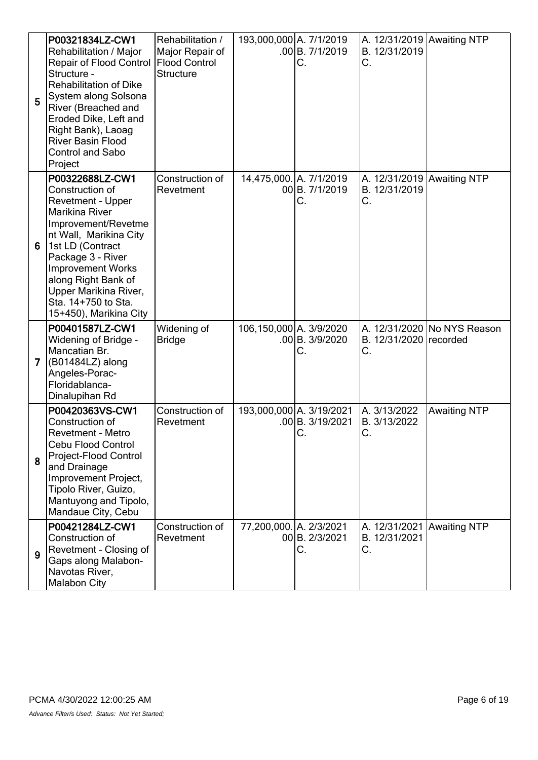| 5 | P00321834LZ-CW1 Rehabilitation / Major Repair of Flood Control Structure - Rehabilitation of Dike System along Solsona River (Breached and Eroded Dike, Left and Right Bank), Laoag River Basin Flood Control and Sabo Project | Rehabilitation / Major Repair of Flood Control Structure | 193,000,000.00 | A. 7/1/2019 B. 7/1/2019 C. | A. 12/31/2019 B. 12/31/2019 C. | Awaiting NTP |
|---|---|---|---|---|---|---|
| 6 | P00322688LZ-CW1 Construction of Revetment - Upper Marikina River Improvement/Revetment Wall, Marikina City 1st LD (Contract Package 3 - River Improvement Works along Right Bank of Upper Marikina River, Sta. 14+750 to Sta. 15+450), Marikina City | Construction of Revetment | 14,475,000.00 | A. 7/1/2019 B. 7/1/2019 C. | A. 12/31/2019 B. 12/31/2019 C. | Awaiting NTP |
| 7 | P00401587LZ-CW1 Widening of Bridge - Mancatian Br. (B01484LZ) along Angeles-Porac-Floridablanca-Dinalupihan Rd | Widening of Bridge | 106,150,000.00 | A. 3/9/2020 B. 3/9/2020 C. | A. 12/31/2020 B. 12/31/2020 C. | No NYS Reason recorded |
| 8 | P00420363VS-CW1 Construction of Revetment - Metro Cebu Flood Control Project-Flood Control and Drainage Improvement Project, Tipolo River, Guizo, Mantuyong and Tipolo, Mandaue City, Cebu | Construction of Revetment | 193,000,000.00 | A. 3/19/2021 B. 3/19/2021 C. | A. 3/13/2022 B. 3/13/2022 C. | Awaiting NTP |
| 9 | P00421284LZ-CW1 Construction of Revetment - Closing of Gaps along Malabon-Navotas River, Malabon City | Construction of Revetment | 77,200,000.00 | A. 2/3/2021 B. 2/3/2021 C. | A. 12/31/2021 B. 12/31/2021 C. | Awaiting NTP |

PCMA 4/30/2022 12:00:25 AM

*Advance Filter/s Used: Status: Not Yet Started;*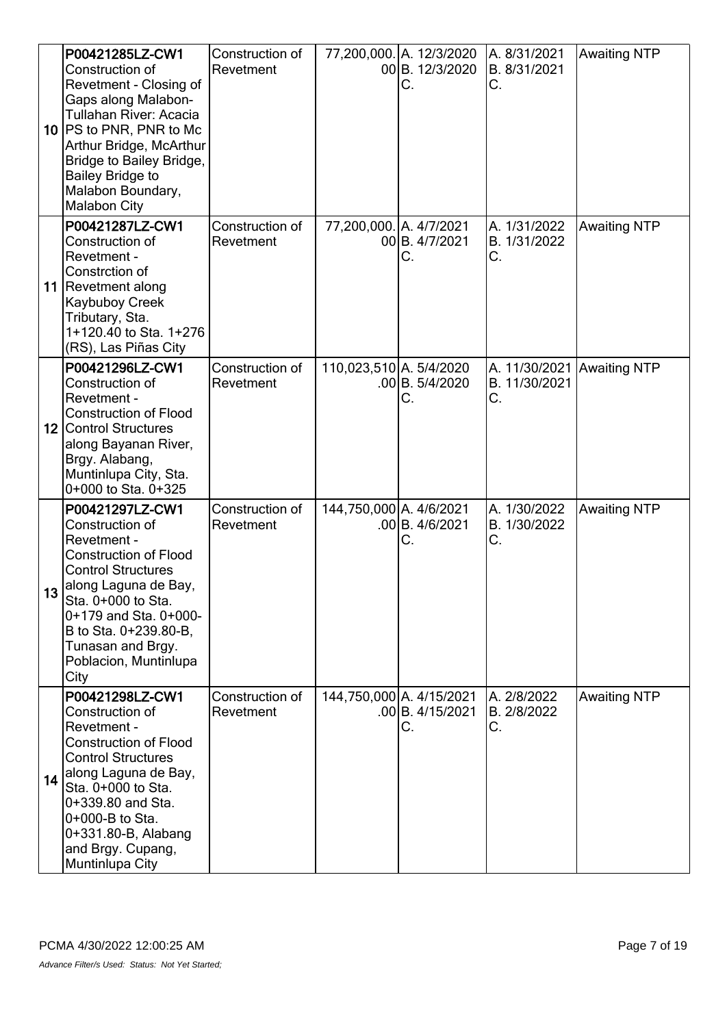| 10 | P00421285LZ-CW1 Construction of Revetment - Closing of Gaps along Malabon-Tullahan River: Acacia PS to PNR, PNR to Mc Arthur Bridge, McArthur Bridge to Bailey Bridge, Bailey Bridge to Malabon Boundary, Malabon City | Construction of Revetment | 77,200,000.00 | A. 12/3/2020 B. 12/3/2020 C. | A. 8/31/2021 B. 8/31/2021 C. | Awaiting NTP |
|---|---|---|---|---|---|---|
| 11 | P00421287LZ-CW1 Construction of Revetment - Constrction of Revetment along Kaybuboy Creek Tributary, Sta. 1+120.40 to Sta. 1+276 (RS), Las Piñas City | Construction of Revetment | 77,200,000.00 | A. 4/7/2021 B. 4/7/2021 C. | A. 1/31/2022 B. 1/31/2022 C. | Awaiting NTP |
| 12 | P00421296LZ-CW1 Construction of Revetment - Construction of Flood Control Structures along Bayanan River, Brgy. Alabang, Muntinlupa City, Sta. 0+000 to Sta. 0+325 | Construction of Revetment | 110,023,510.00 | A. 5/4/2020 B. 5/4/2020 C. | A. 11/30/2021 B. 11/30/2021 C. | Awaiting NTP |
| 13 | P00421297LZ-CW1 Construction of Revetment - Construction of Flood Control Structures along Laguna de Bay, Sta. 0+000 to Sta. 0+179 and Sta. 0+000-B to Sta. 0+239.80-B, Tunasan and Brgy. Poblacion, Muntinlupa City | Construction of Revetment | 144,750,000.00 | A. 4/6/2021 B. 4/6/2021 C. | A. 1/30/2022 B. 1/30/2022 C. | Awaiting NTP |
| 14 | P00421298LZ-CW1 Construction of Revetment - Construction of Flood Control Structures along Laguna de Bay, Sta. 0+000 to Sta. 0+339.80 and Sta. 0+000-B to Sta. 0+331.80-B, Alabang and Brgy. Cupang, Muntinlupa City | Construction of Revetment | 144,750,000.00 | A. 4/15/2021 B. 4/15/2021 C. | A. 2/8/2022 B. 2/8/2022 C. | Awaiting NTP |

PCMA 4/30/2022 12:00:25 AM

*Advance Filter/s Used: Status: Not Yet Started;*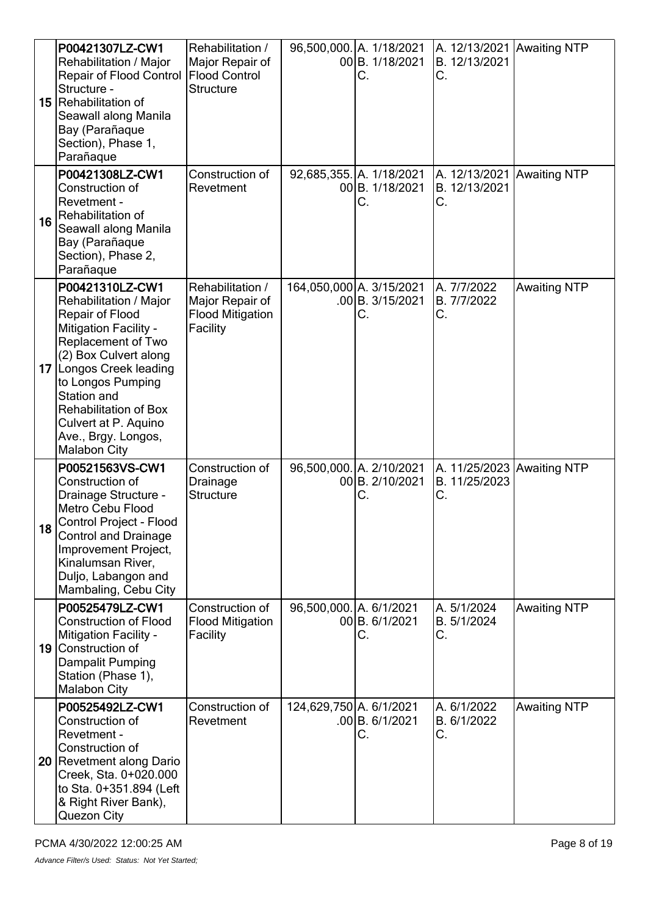| 15 | P00421307LZ-CW1 Rehabilitation / Major Repair of Flood Control Structure - Rehabilitation of Seawall along Manila Bay (Parañaque Section), Phase 1, Parañaque | Rehabilitation / Major Repair of Flood Control Structure | 96,500,000.00 | A. 1/18/2021 B. 1/18/2021 C. | A. 12/13/2021 B. 12/13/2021 C. | Awaiting NTP |
|---|---|---|---|---|---|---|
| 16 | P00421308LZ-CW1 Construction of Revetment - Rehabilitation of Seawall along Manila Bay (Parañaque Section), Phase 2, Parañaque | Construction of Revetment | 92,685,355.00 | A. 1/18/2021 B. 1/18/2021 C. | A. 12/13/2021 B. 12/13/2021 C. | Awaiting NTP |
| 17 | P00421310LZ-CW1 Rehabilitation / Major Repair of Flood Mitigation Facility - Replacement of Two (2) Box Culvert along Longos Creek leading to Longos Pumping Station and Rehabilitation of Box Culvert at P. Aquino Ave., Brgy. Longos, Malabon City | Rehabilitation / Major Repair of Flood Mitigation Facility | 164,050,000.00 | A. 3/15/2021 B. 3/15/2021 C. | A. 7/7/2022 B. 7/7/2022 C. | Awaiting NTP |
| 18 | P00521563VS-CW1 Construction of Drainage Structure - Metro Cebu Flood Control Project - Flood Control and Drainage Improvement Project, Kinalumsan River, Duljo, Labangon and Mambaling, Cebu City | Construction of Drainage Structure | 96,500,000.00 | A. 2/10/2021 B. 2/10/2021 C. | A. 11/25/2023 B. 11/25/2023 C. | Awaiting NTP |
| 19 | P00525479LZ-CW1 Construction of Flood Mitigation Facility - Construction of Dampalit Pumping Station (Phase 1), Malabon City | Construction of Flood Mitigation Facility | 96,500,000.00 | A. 6/1/2021 B. 6/1/2021 C. | A. 5/1/2024 B. 5/1/2024 C. | Awaiting NTP |
| 20 | P00525492LZ-CW1 Construction of Revetment - Construction of Revetment along Dario Creek, Sta. 0+020.000 to Sta. 0+351.894 (Left & Right River Bank), Quezon City | Construction of Revetment | 124,629,750.00 | A. 6/1/2021 B. 6/1/2021 C. | A. 6/1/2022 B. 6/1/2022 C. | Awaiting NTP |

PCMA 4/30/2022 12:00:25 AM

*Advance Filter/s Used: Status: Not Yet Started;*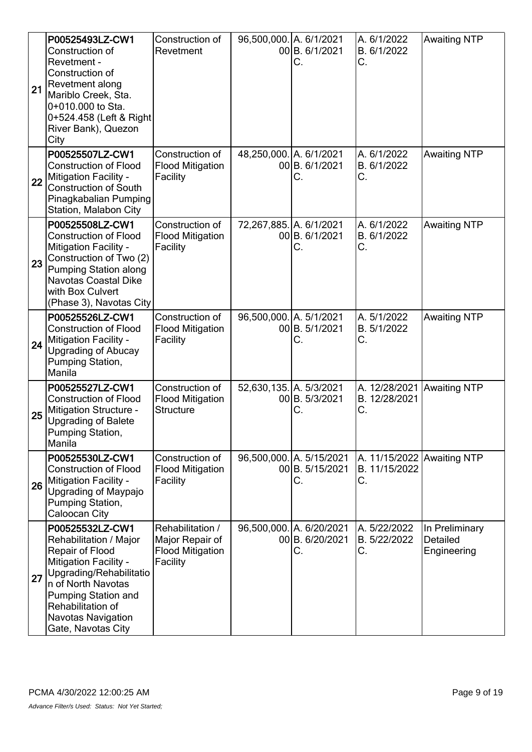| 21 | P00525493LZ-CW1 Construction of Revetment - Construction of Revetment along Mariblo Creek, Sta. 0+010.000 to Sta. 0+524.458 (Left & Right River Bank), Quezon City | Construction of Revetment | 96,500,000.00 | A. 6/1/2021 B. 6/1/2021 C. | A. 6/1/2022 B. 6/1/2022 C. | Awaiting NTP |
|---|---|---|---|---|---|---|
| 22 | P00525507LZ-CW1 Construction of Flood Mitigation Facility - Construction of South Pinagkabalian Pumping Station, Malabon City | Construction of Flood Mitigation Facility | 48,250,000.00 | A. 6/1/2021 B. 6/1/2021 C. | A. 6/1/2022 B. 6/1/2022 C. | Awaiting NTP |
| 23 | P00525508LZ-CW1 Construction of Flood Mitigation Facility - Construction of Two (2) Pumping Station along Navotas Coastal Dike with Box Culvert (Phase 3), Navotas City | Construction of Flood Mitigation Facility | 72,267,885.00 | A. 6/1/2021 B. 6/1/2021 C. | A. 6/1/2022 B. 6/1/2022 C. | Awaiting NTP |
| 24 | P00525526LZ-CW1 Construction of Flood Mitigation Facility - Upgrading of Abucay Pumping Station, Manila | Construction of Flood Mitigation Facility | 96,500,000.00 | A. 5/1/2021 B. 5/1/2021 C. | A. 5/1/2022 B. 5/1/2022 C. | Awaiting NTP |
| 25 | P00525527LZ-CW1 Construction of Flood Mitigation Structure - Upgrading of Balete Pumping Station, Manila | Construction of Flood Mitigation Structure | 52,630,135.00 | A. 5/3/2021 B. 5/3/2021 C. | A. 12/28/2021 B. 12/28/2021 C. | Awaiting NTP |
| 26 | P00525530LZ-CW1 Construction of Flood Mitigation Facility - Upgrading of Maypajo Pumping Station, Caloocan City | Construction of Flood Mitigation Facility | 96,500,000.00 | A. 5/15/2021 B. 5/15/2021 C. | A. 11/15/2022 B. 11/15/2022 C. | Awaiting NTP |
| 27 | P00525532LZ-CW1 Rehabilitation / Major Repair of Flood Mitigation Facility - Upgrading/Rehabilitation of North Navotas Pumping Station and Rehabilitation of Navotas Navigation Gate, Navotas City | Rehabilitation / Major Repair of Flood Mitigation Facility | 96,500,000.00 | A. 6/20/2021 B. 6/20/2021 C. | A. 5/22/2022 B. 5/22/2022 C. | In Preliminary Detailed Engineering |

PCMA 4/30/2022 12:00:25 AM

*Advance Filter/s Used: Status: Not Yet Started;*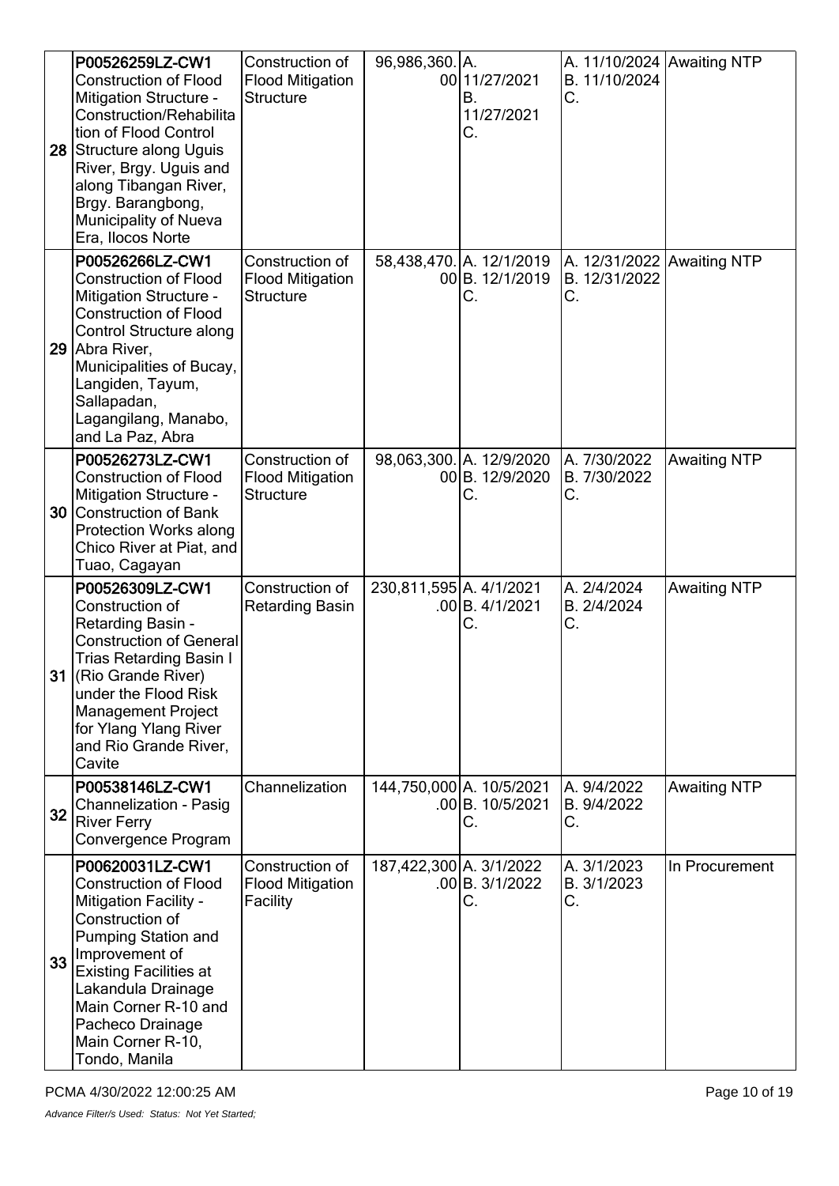| 28 | P00526259LZ-CW1 Construction of Flood Mitigation Structure - Construction/Rehabilitation of Flood Control Structure along Uguis River, Brgy. Uguis and along Tibangan River, Brgy. Barangbong, Municipality of Nueva Era, Ilocos Norte | Construction of Flood Mitigation Structure | 96,986,360.00 | A. 11/27/2021 B. 11/27/2021 C. | A. 11/10/2024 B. 11/10/2024 C. | Awaiting NTP |
|---|---|---|---|---|---|---|
| 29 | P00526266LZ-CW1 Construction of Flood Mitigation Structure - Construction of Flood Control Structure along Abra River, Municipalities of Bucay, Langiden, Tayum, Sallapadan, Lagangilang, Manabo, and La Paz, Abra | Construction of Flood Mitigation Structure | 58,438,470.00 | A. 12/1/2019 B. 12/1/2019 C. | A. 12/31/2022 B. 12/31/2022 C. | Awaiting NTP |
| 30 | P00526273LZ-CW1 Construction of Flood Mitigation Structure - Construction of Bank Protection Works along Chico River at Piat, and Tuao, Cagayan | Construction of Flood Mitigation Structure | 98,063,300.00 | A. 12/9/2020 B. 12/9/2020 C. | A. 7/30/2022 B. 7/30/2022 C. | Awaiting NTP |
| 31 | P00526309LZ-CW1 Construction of Retarding Basin - Construction of General Trias Retarding Basin I (Rio Grande River) under the Flood Risk Management Project for Ylang Ylang River and Rio Grande River, Cavite | Construction of Retarding Basin | 230,811,595.00 | A. 4/1/2021 B. 4/1/2021 C. | A. 2/4/2024 B. 2/4/2024 C. | Awaiting NTP |
| 32 | P00538146LZ-CW1 Channelization - Pasig River Ferry Convergence Program | Channelization | 144,750,000.00 | A. 10/5/2021 B. 10/5/2021 C. | A. 9/4/2022 B. 9/4/2022 C. | Awaiting NTP |
| 33 | P00620031LZ-CW1 Construction of Flood Mitigation Facility - Construction of Pumping Station and Improvement of Existing Facilities at Lakandula Drainage Main Corner R-10 and Pacheco Drainage Main Corner R-10, Tondo, Manila | Construction of Flood Mitigation Facility | 187,422,300.00 | A. 3/1/2022 B. 3/1/2022 C. | A. 3/1/2023 B. 3/1/2023 C. | In Procurement |

PCMA 4/30/2022 12:00:25 AM

*Advance Filter/s Used: Status: Not Yet Started;*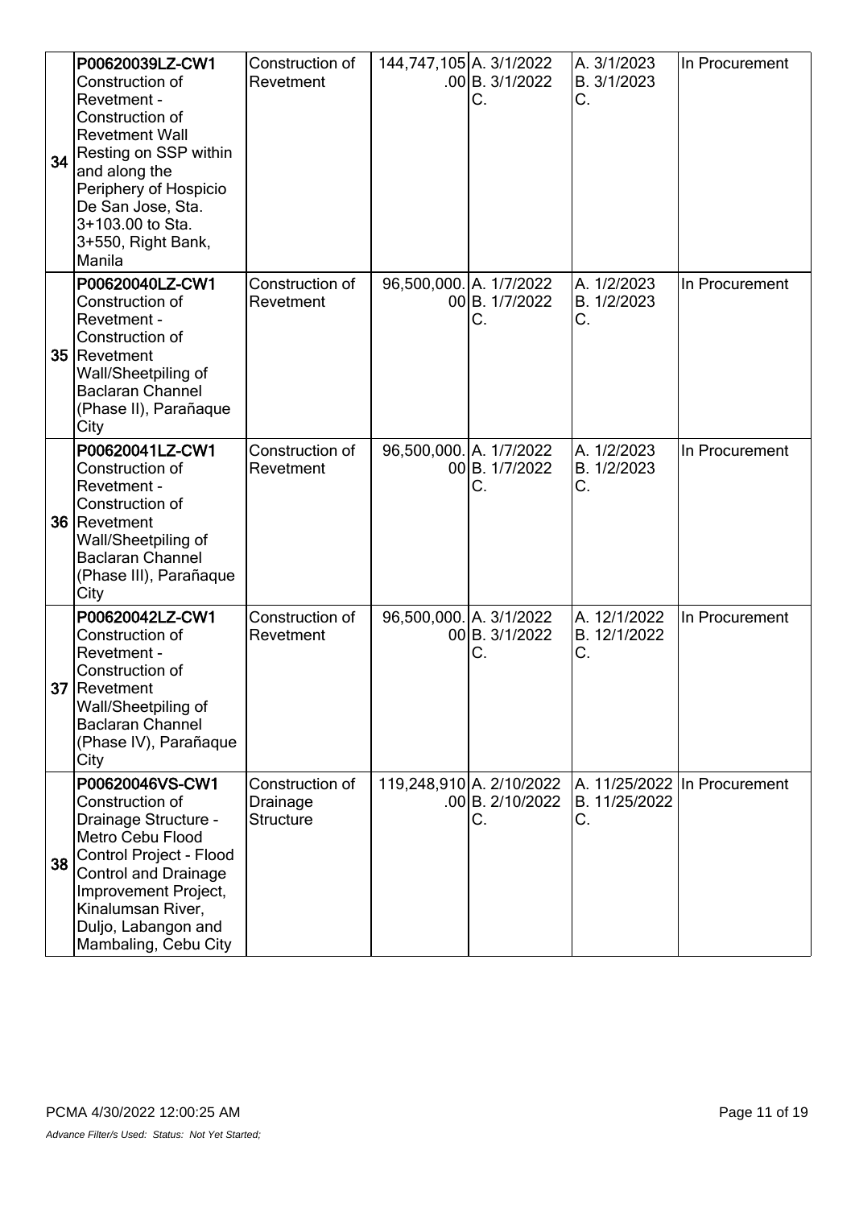| 34 | **P00620039LZ-CW1** Construction of Revetment - Construction of Revetment Wall Resting on SSP within and along the Periphery of Hospicio De San Jose, Sta. 3+103.00 to Sta. 3+550, Right Bank, Manila | Construction of Revetment | 144,747,105.00 | A. 3/1/2022 B. 3/1/2022 C. | A. 3/1/2023 B. 3/1/2023 C. | In Procurement |
|---|---|---|---|---|---|---|
| 35 | **P00620040LZ-CW1** Construction of Revetment - Construction of Revetment Wall/Sheetpiling of Baclaran Channel (Phase II), Parañaque City | Construction of Revetment | 96,500,000.00 | A. 1/7/2022 B. 1/7/2022 C. | A. 1/2/2023 B. 1/2/2023 C. | In Procurement |
| 36 | **P00620041LZ-CW1** Construction of Revetment - Construction of Revetment Wall/Sheetpiling of Baclaran Channel (Phase III), Parañaque City | Construction of Revetment | 96,500,000.00 | A. 1/7/2022 B. 1/7/2022 C. | A. 1/2/2023 B. 1/2/2023 C. | In Procurement |
| 37 | **P00620042LZ-CW1** Construction of Revetment - Construction of Revetment Wall/Sheetpiling of Baclaran Channel (Phase IV), Parañaque City | Construction of Revetment | 96,500,000.00 | A. 3/1/2022 B. 3/1/2022 C. | A. 12/1/2022 B. 12/1/2022 C. | In Procurement |
| 38 | **P00620046VS-CW1** Construction of Drainage Structure - Metro Cebu Flood Control Project - Flood Control and Drainage Improvement Project, Kinalumsan River, Duljo, Labangon and Mambaling, Cebu City | Construction of Drainage Structure | 119,248,910.00 | A. 2/10/2022 B. 2/10/2022 C. | A. 11/25/2022 B. 11/25/2022 C. | In Procurement |

PCMA 4/30/2022 12:00:25 AM

*Advance Filter/s Used: Status: Not Yet Started;*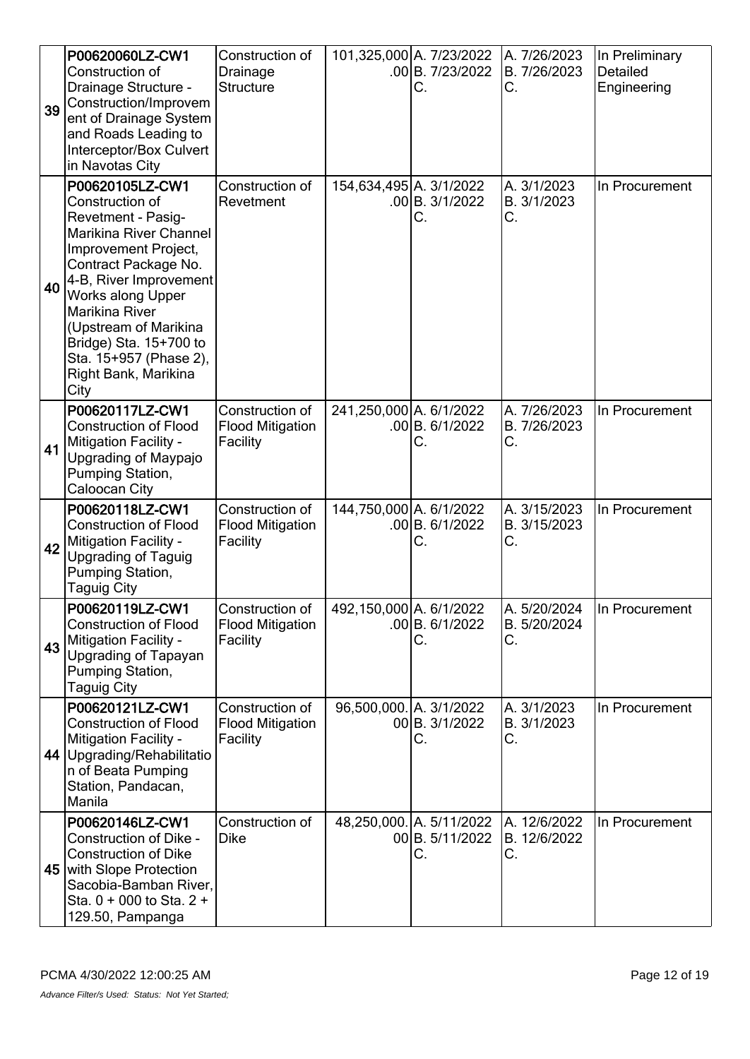| 39 | P00620060LZ-CW1 Construction of Drainage Structure - Construction/Improvement of Drainage System and Roads Leading to Interceptor/Box Culvert in Navotas City | Construction of Drainage Structure | 101,325,000.00 | A. 7/23/2022 B. 7/23/2022 C. | A. 7/26/2023 B. 7/26/2023 C. | In Preliminary Detailed Engineering |
|---|---|---|---|---|---|---|
| 40 | P00620105LZ-CW1 Construction of Revetment - Pasig-Marikina River Channel Improvement Project, Contract Package No. 4-B, River Improvement Works along Upper Marikina River (Upstream of Marikina Bridge) Sta. 15+700 to Sta. 15+957 (Phase 2), Right Bank, Marikina City | Construction of Revetment | 154,634,495.00 | A. 3/1/2022 B. 3/1/2022 C. | A. 3/1/2023 B. 3/1/2023 C. | In Procurement |
| 41 | P00620117LZ-CW1 Construction of Flood Mitigation Facility - Upgrading of Maypajo Pumping Station, Caloocan City | Construction of Flood Mitigation Facility | 241,250,000.00 | A. 6/1/2022 B. 6/1/2022 C. | A. 7/26/2023 B. 7/26/2023 C. | In Procurement |
| 42 | P00620118LZ-CW1 Construction of Flood Mitigation Facility - Upgrading of Taguig Pumping Station, Taguig City | Construction of Flood Mitigation Facility | 144,750,000.00 | A. 6/1/2022 B. 6/1/2022 C. | A. 3/15/2023 B. 3/15/2023 C. | In Procurement |
| 43 | P00620119LZ-CW1 Construction of Flood Mitigation Facility - Upgrading of Tapayan Pumping Station, Taguig City | Construction of Flood Mitigation Facility | 492,150,000.00 | A. 6/1/2022 B. 6/1/2022 C. | A. 5/20/2024 B. 5/20/2024 C. | In Procurement |
| 44 | P00620121LZ-CW1 Construction of Flood Mitigation Facility - Upgrading/Rehabilitation of Beata Pumping Station, Pandacan, Manila | Construction of Flood Mitigation Facility | 96,500,000.00 | A. 3/1/2022 B. 3/1/2022 C. | A. 3/1/2023 B. 3/1/2023 C. | In Procurement |
| 45 | P00620146LZ-CW1 Construction of Dike - Construction of Dike with Slope Protection Sacobia-Bamban River, Sta. 0 + 000 to Sta. 2 + 129.50, Pampanga | Construction of Dike | 48,250,000.00 | A. 5/11/2022 B. 5/11/2022 C. | A. 12/6/2022 B. 12/6/2022 C. | In Procurement |

PCMA 4/30/2022 12:00:25 AM

*Advance Filter/s Used: Status: Not Yet Started;*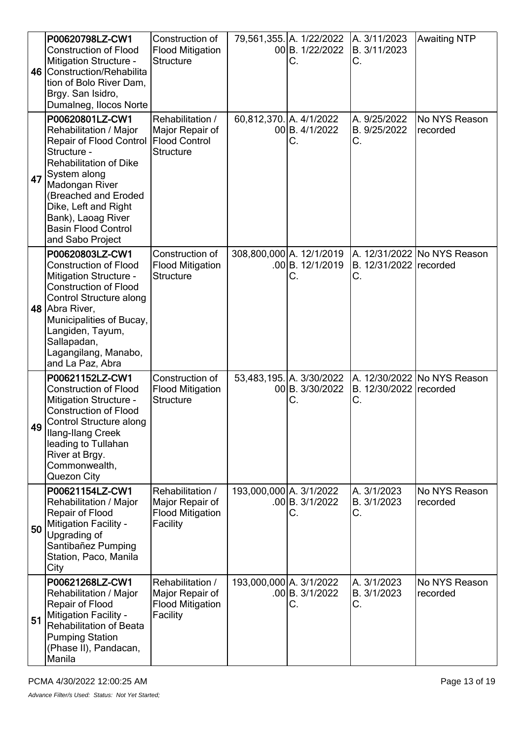| 46 | P00620798LZ-CW1 Construction of Flood Mitigation Structure - Construction/Rehabilitation of Bolo River Dam, Brgy. San Isidro, Dumalneg, Ilocos Norte | Construction of Flood Mitigation Structure | 79,561,355.00 | A. 1/22/2022 B. 1/22/2022 C. | A. 3/11/2023 B. 3/11/2023 C. | Awaiting NTP |
|---|---|---|---|---|---|---|
| 47 | P00620801LZ-CW1 Rehabilitation / Major Repair of Flood Control Structure - Rehabilitation of Dike System along Madongan River (Breached and Eroded Dike, Left and Right Bank), Laoag River Basin Flood Control and Sabo Project | Rehabilitation / Major Repair of Flood Control Structure | 60,812,370.00 | A. 4/1/2022 B. 4/1/2022 C. | A. 9/25/2022 B. 9/25/2022 C. | No NYS Reason recorded |
| 48 | P00620803LZ-CW1 Construction of Flood Mitigation Structure - Construction of Flood Control Structure along Abra River, Municipalities of Bucay, Langiden, Tayum, Sallapadan, Lagangilang, Manabo, and La Paz, Abra | Construction of Flood Mitigation Structure | 308,800,000.00 | A. 12/1/2019 B. 12/1/2019 C. | A. 12/31/2022 B. 12/31/2022 C. | No NYS Reason recorded |
| 49 | P00621152LZ-CW1 Construction of Flood Mitigation Structure - Construction of Flood Control Structure along Ilang-Ilang Creek leading to Tullahan River at Brgy. Commonwealth, Quezon City | Construction of Flood Mitigation Structure | 53,483,195.00 | A. 3/30/2022 B. 3/30/2022 C. | A. 12/30/2022 B. 12/30/2022 C. | No NYS Reason recorded |
| 50 | P00621154LZ-CW1 Rehabilitation / Major Repair of Flood Mitigation Facility - Upgrading of Santibañez Pumping Station, Paco, Manila City | Rehabilitation / Major Repair of Flood Mitigation Facility | 193,000,000.00 | A. 3/1/2022 B. 3/1/2022 C. | A. 3/1/2023 B. 3/1/2023 C. | No NYS Reason recorded |
| 51 | P00621268LZ-CW1 Rehabilitation / Major Repair of Flood Mitigation Facility - Rehabilitation of Beata Pumping Station (Phase II), Pandacan, Manila | Rehabilitation / Major Repair of Flood Mitigation Facility | 193,000,000.00 | A. 3/1/2022 B. 3/1/2022 C. | A. 3/1/2023 B. 3/1/2023 C. | No NYS Reason recorded |

PCMA 4/30/2022 12:00:25 AM

*Advance Filter/s Used: Status: Not Yet Started;*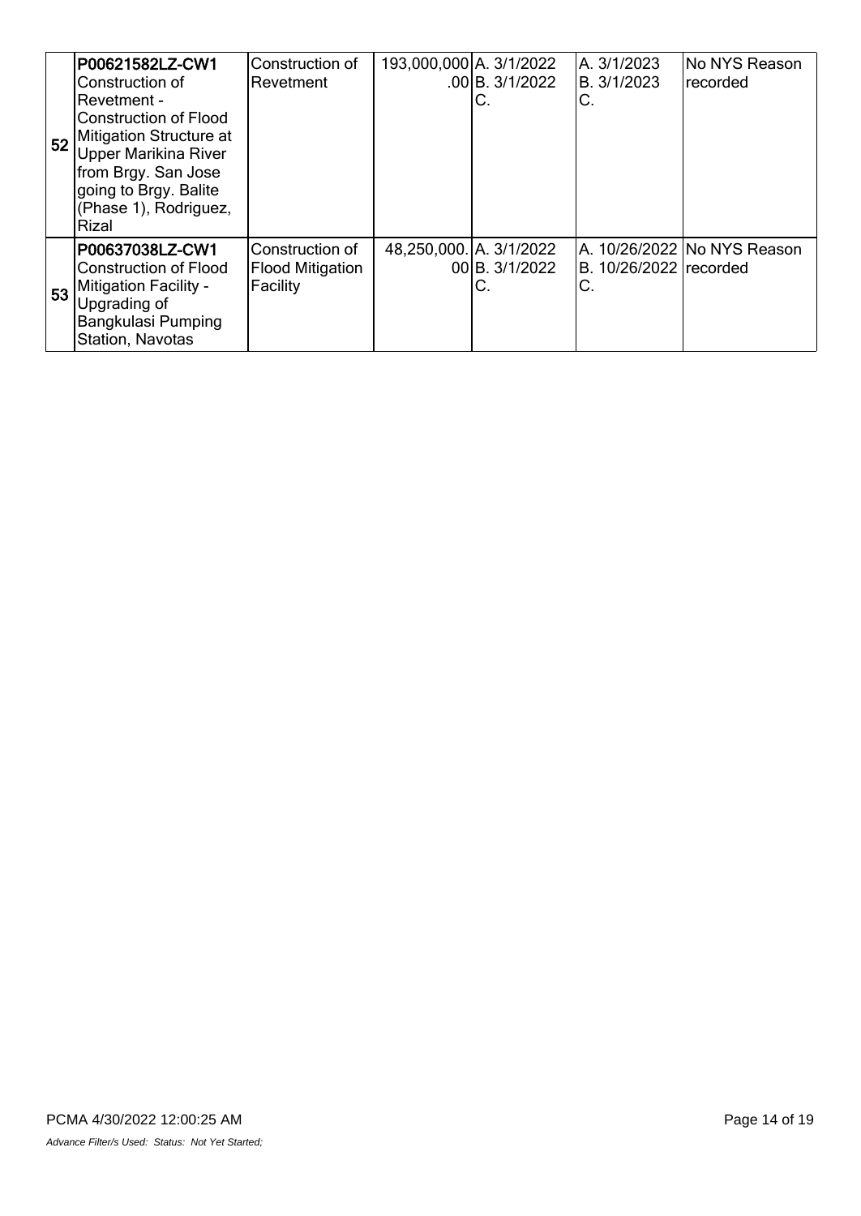| 52 | **P00621582LZ-CW1** Construction of Revetment - Construction of Flood Mitigation Structure at Upper Marikina River from Brgy. San Jose going to Brgy. Balite (Phase 1), Rodriguez, Rizal | Construction of Revetment | 193,000,000.00 | A. 3/1/2022 B. 3/1/2022 C. | A. 3/1/2023 B. 3/1/2023 C. | No NYS Reason recorded |
|---|---|---|---|---|---|---|
| 53 | **P00637038LZ-CW1** Construction of Flood Mitigation Facility - Upgrading of Bangkulasi Pumping Station, Navotas | Construction of Flood Mitigation Facility | 48,250,000.00 | A. 3/1/2022 B. 3/1/2022 C. | A. 10/26/2022 B. 10/26/2022 C. | No NYS Reason recorded |

PCMA 4/30/2022 12:00:25 AM

*Advance Filter/s Used: Status: Not Yet Started;*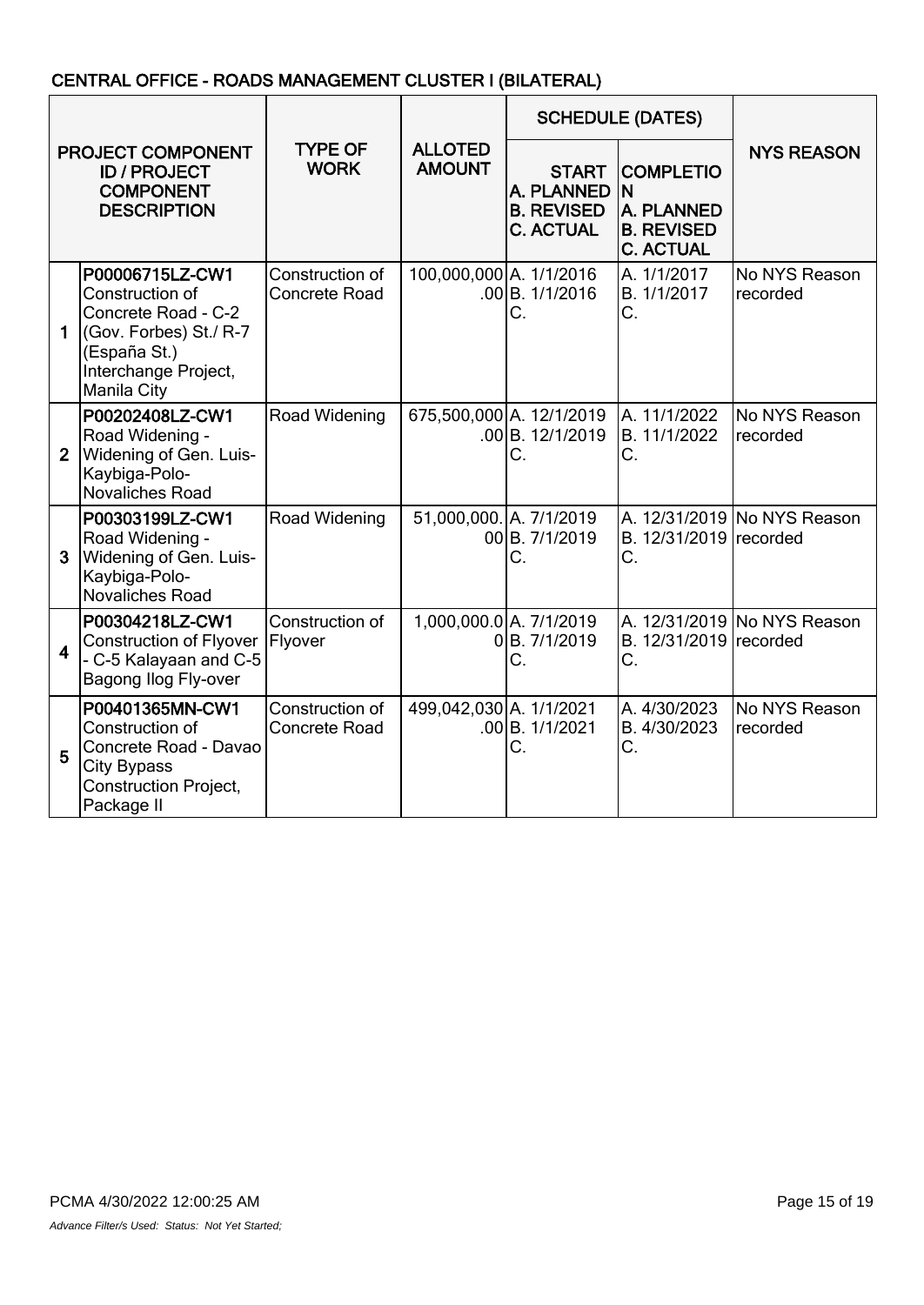## CENTRAL OFFICE - ROADS MANAGEMENT CLUSTER I (BILATERAL)

| | PROJECT COMPONENT ID / PROJECT COMPONENT DESCRIPTION | TYPE OF WORK | ALLOTED AMOUNT | SCHEDULE (DATES) | | NYS REASON |
|---|---|---|---|---|---|---|
| | | | | START A. PLANNED B. REVISED C. ACTUAL | COMPLETION A. PLANNED B. REVISED C. ACTUAL | |
| 1 | **P00006715LZ-CW1** Construction of Concrete Road - C-2 (Gov. Forbes) St./ R-7 (España St.) Interchange Project, Manila City | Construction of Concrete Road | 100,000,000.00 | A. 1/1/2016 B. 1/1/2016 C. | A. 1/1/2017 B. 1/1/2017 C. | No NYS Reason recorded |
| 2 | **P00202408LZ-CW1** Road Widening - Widening of Gen. Luis-Kaybiga-Polo-Novaliches Road | Road Widening | 675,500,000.00 | A. 12/1/2019 B. 12/1/2019 C. | A. 11/1/2022 B. 11/1/2022 C. | No NYS Reason recorded |
| 3 | **P00303199LZ-CW1** Road Widening - Widening of Gen. Luis-Kaybiga-Polo-Novaliches Road | Road Widening | 51,000,000.00 | A. 7/1/2019 B. 7/1/2019 C. | A. 12/31/2019 B. 12/31/2019 C. | No NYS Reason recorded |
| 4 | **P00304218LZ-CW1** Construction of Flyover - C-5 Kalayaan and C-5 Bagong Ilog Fly-over | Construction of Flyover | 1,000,000.00 | A. 7/1/2019 B. 7/1/2019 C. | A. 12/31/2019 B. 12/31/2019 C. | No NYS Reason recorded |
| 5 | **P00401365MN-CW1** Construction of Concrete Road - Davao City Bypass Construction Project, Package II | Construction of Concrete Road | 499,042,030.00 | A. 1/1/2021 B. 1/1/2021 C. | A. 4/30/2023 B. 4/30/2023 C. | No NYS Reason recorded |

PCMA 4/30/2022 12:00:25 AM

*Advance Filter/s Used: Status: Not Yet Started;*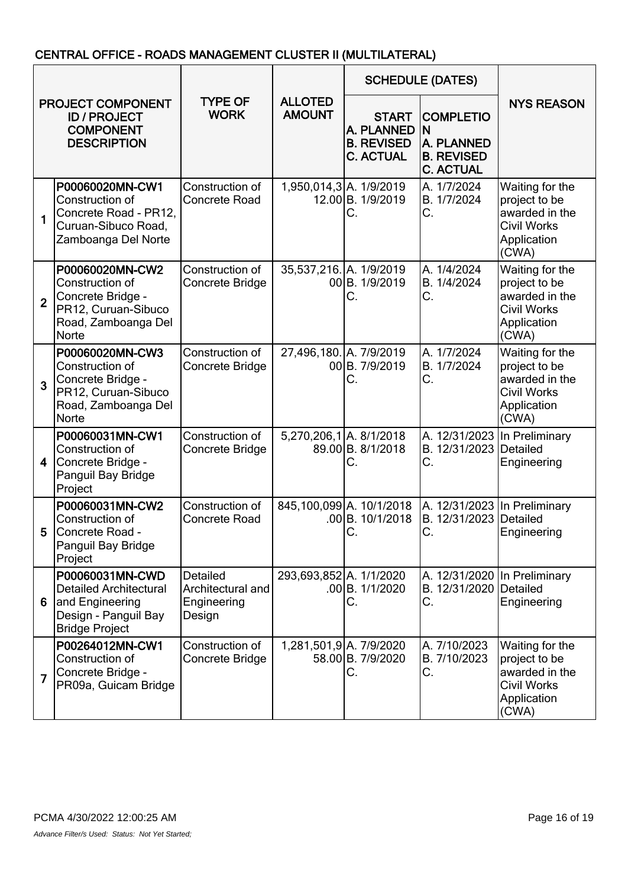## CENTRAL OFFICE - ROADS MANAGEMENT CLUSTER II (MULTILATERAL)

| | PROJECT COMPONENT ID / PROJECT COMPONENT DESCRIPTION | TYPE OF WORK | ALLOTED AMOUNT | SCHEDULE (DATES) | | NYS REASON |
|---|---|---|---|---|---|---|
| | | | | START A. PLANNED B. REVISED C. ACTUAL | COMPLETION A. PLANNED B. REVISED C. ACTUAL | |
| 1 | **P00060020MN-CW1** Construction of Concrete Road - PR12, Curuan-Sibuco Road, Zamboanga Del Norte | Construction of Concrete Road | 1,950,014,312.00 | A. 1/9/2019 B. 1/9/2019 C. | A. 1/7/2024 B. 1/7/2024 C. | Waiting for the project to be awarded in the Civil Works Application (CWA) |
| 2 | **P00060020MN-CW2** Construction of Concrete Bridge - PR12, Curuan-Sibuco Road, Zamboanga Del Norte | Construction of Concrete Bridge | 35,537,216.00 | A. 1/9/2019 B. 1/9/2019 C. | A. 1/4/2024 B. 1/4/2024 C. | Waiting for the project to be awarded in the Civil Works Application (CWA) |
| 3 | **P00060020MN-CW3** Construction of Concrete Bridge - PR12, Curuan-Sibuco Road, Zamboanga Del Norte | Construction of Concrete Bridge | 27,496,180.00 | A. 7/9/2019 B. 7/9/2019 C. | A. 1/7/2024 B. 1/7/2024 C. | Waiting for the project to be awarded in the Civil Works Application (CWA) |
| 4 | **P00060031MN-CW1** Construction of Concrete Bridge - Panguil Bay Bridge Project | Construction of Concrete Bridge | 5,270,206,189.00 | A. 8/1/2018 B. 8/1/2018 C. | A. 12/31/2023 B. 12/31/2023 C. | In Preliminary Detailed Engineering |
| 5 | **P00060031MN-CW2** Construction of Concrete Road - Panguil Bay Bridge Project | Construction of Concrete Road | 845,100,099.00 | A. 10/1/2018 B. 10/1/2018 C. | A. 12/31/2023 B. 12/31/2023 C. | In Preliminary Detailed Engineering |
| 6 | **P00060031MN-CWD** Detailed Architectural and Engineering Design - Panguil Bay Bridge Project | Detailed Architectural and Engineering Design | 293,693,852.00 | A. 1/1/2020 B. 1/1/2020 C. | A. 12/31/2020 B. 12/31/2020 C. | In Preliminary Detailed Engineering |
| 7 | **P00264012MN-CW1** Construction of Concrete Bridge - PR09a, Guicam Bridge | Construction of Concrete Bridge | 1,281,501,958.00 | A. 7/9/2020 B. 7/9/2020 C. | A. 7/10/2023 B. 7/10/2023 C. | Waiting for the project to be awarded in the Civil Works Application (CWA) |

PCMA 4/30/2022 12:00:25 AM

*Advance Filter/s Used: Status: Not Yet Started;*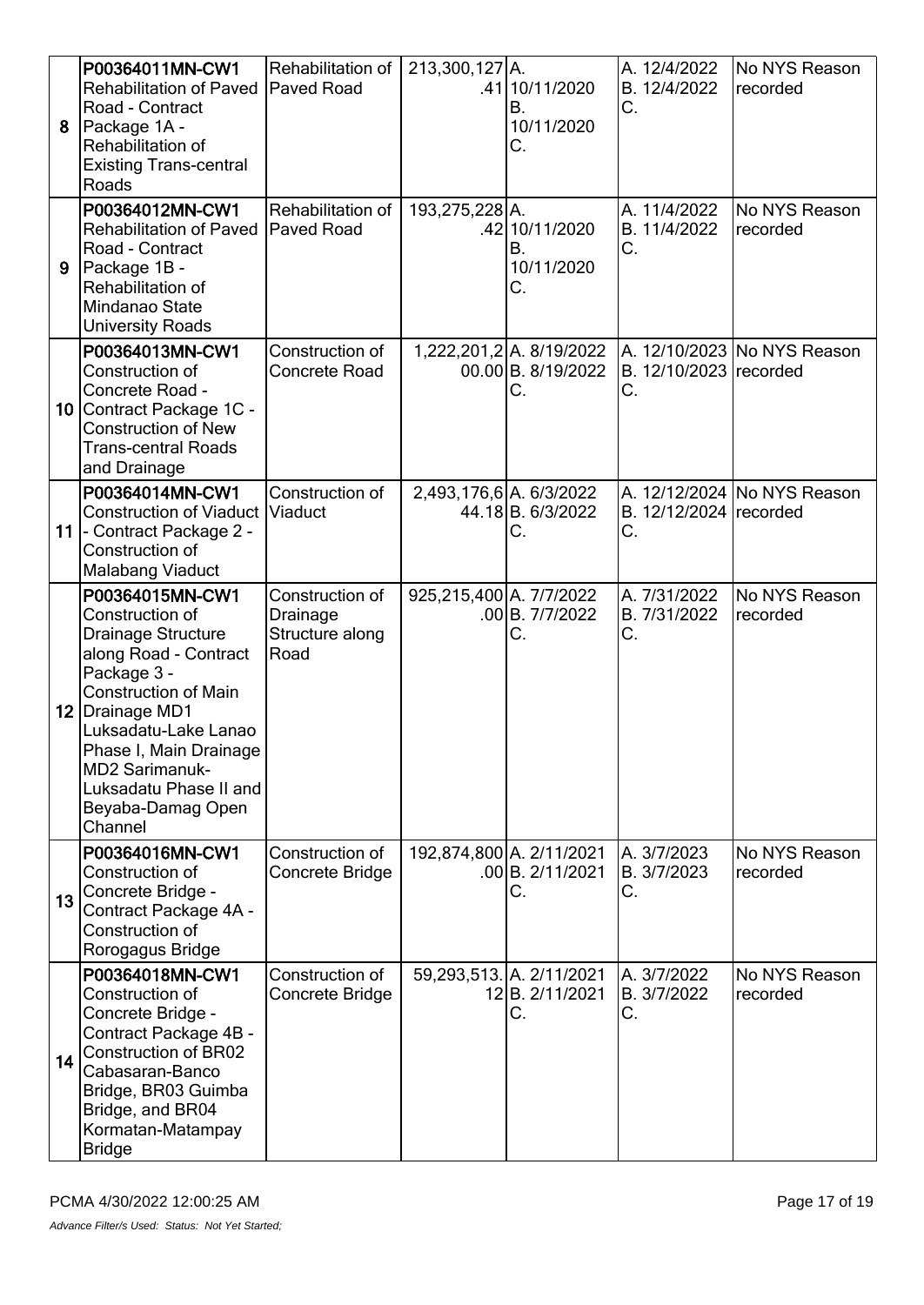| 8 | **P00364011MN-CW1** Rehabilitation of Paved Road - Contract Package 1A - Rehabilitation of Existing Trans-central Roads | Rehabilitation of Paved Road | 213,300,127.41 | A. 10/11/2020 B. 10/11/2020 C. | A. 12/4/2022 B. 12/4/2022 C. | No NYS Reason recorded |
|---|---|---|---|---|---|---|
| 9 | **P00364012MN-CW1** Rehabilitation of Paved Road - Contract Package 1B - Rehabilitation of Mindanao State University Roads | Rehabilitation of Paved Road | 193,275,228.42 | A. 10/11/2020 B. 10/11/2020 C. | A. 11/4/2022 B. 11/4/2022 C. | No NYS Reason recorded |
| 10 | **P00364013MN-CW1** Construction of Concrete Road - Contract Package 1C - Construction of New Trans-central Roads and Drainage | Construction of Concrete Road | 1,222,201,200.00 | A. 8/19/2022 B. 8/19/2022 C. | A. 12/10/2023 B. 12/10/2023 C. | No NYS Reason recorded |
| 11 | **P00364014MN-CW1** Construction of Viaduct - Contract Package 2 - Construction of Malabang Viaduct | Construction of Viaduct | 2,493,176,644.18 | A. 6/3/2022 B. 6/3/2022 C. | A. 12/12/2024 B. 12/12/2024 C. | No NYS Reason recorded |
| 12 | **P00364015MN-CW1** Construction of Drainage Structure along Road - Contract Package 3 - Construction of Main Drainage MD1 Luksadatu-Lake Lanao Phase I, Main Drainage MD2 Sarimanuk-Luksadatu Phase II and Beyaba-Damag Open Channel | Construction of Drainage Structure along Road | 925,215,400.00 | A. 7/7/2022 B. 7/7/2022 C. | A. 7/31/2022 B. 7/31/2022 C. | No NYS Reason recorded |
| 13 | **P00364016MN-CW1** Construction of Concrete Bridge - Contract Package 4A - Construction of Rorogagus Bridge | Construction of Concrete Bridge | 192,874,800.00 | A. 2/11/2021 B. 2/11/2021 C. | A. 3/7/2023 B. 3/7/2023 C. | No NYS Reason recorded |
| 14 | **P00364018MN-CW1** Construction of Concrete Bridge - Contract Package 4B - Construction of BR02 Cabasaran-Banco Bridge, BR03 Guimba Bridge, and BR04 Kormatan-Matampay Bridge | Construction of Concrete Bridge | 59,293,513.12 | A. 2/11/2021 B. 2/11/2021 C. | A. 3/7/2022 B. 3/7/2022 C. | No NYS Reason recorded |

PCMA 4/30/2022 12:00:25 AM

*Advance Filter/s Used: Status: Not Yet Started;*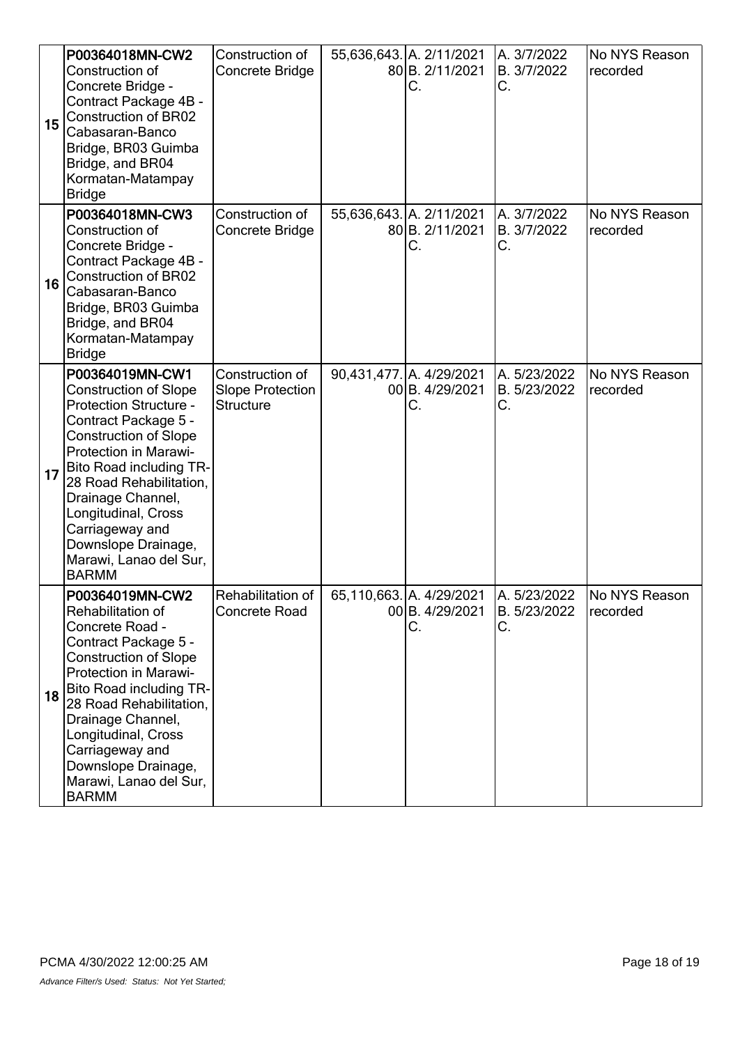| 15 | P00364018MN-CW2 Construction of Concrete Bridge - Contract Package 4B - Construction of BR02 Cabasaran-Banco Bridge, BR03 Guimba Bridge, and BR04 Kormatan-Matampay Bridge | Construction of Concrete Bridge | 55,636,643.80 | A. 2/11/2021 B. 2/11/2021 C. | A. 3/7/2022 B. 3/7/2022 C. | No NYS Reason recorded |
|---|---|---|---|---|---|---|
| 16 | P00364018MN-CW3 Construction of Concrete Bridge - Contract Package 4B - Construction of BR02 Cabasaran-Banco Bridge, BR03 Guimba Bridge, and BR04 Kormatan-Matampay Bridge | Construction of Concrete Bridge | 55,636,643.80 | A. 2/11/2021 B. 2/11/2021 C. | A. 3/7/2022 B. 3/7/2022 C. | No NYS Reason recorded |
| 17 | P00364019MN-CW1 Construction of Slope Protection Structure - Contract Package 5 - Construction of Slope Protection in Marawi-Bito Road including TR-28 Road Rehabilitation, Drainage Channel, Longitudinal, Cross Carriageway and Downslope Drainage, Marawi, Lanao del Sur, BARMM | Construction of Slope Protection Structure | 90,431,477.00 | A. 4/29/2021 B. 4/29/2021 C. | A. 5/23/2022 B. 5/23/2022 C. | No NYS Reason recorded |
| 18 | P00364019MN-CW2 Rehabilitation of Concrete Road - Contract Package 5 - Construction of Slope Protection in Marawi-Bito Road including TR-28 Road Rehabilitation, Drainage Channel, Longitudinal, Cross Carriageway and Downslope Drainage, Marawi, Lanao del Sur, BARMM | Rehabilitation of Concrete Road | 65,110,663.00 | A. 4/29/2021 B. 4/29/2021 C. | A. 5/23/2022 B. 5/23/2022 C. | No NYS Reason recorded |

PCMA 4/30/2022 12:00:25 AM

*Advance Filter/s Used: Status: Not Yet Started;*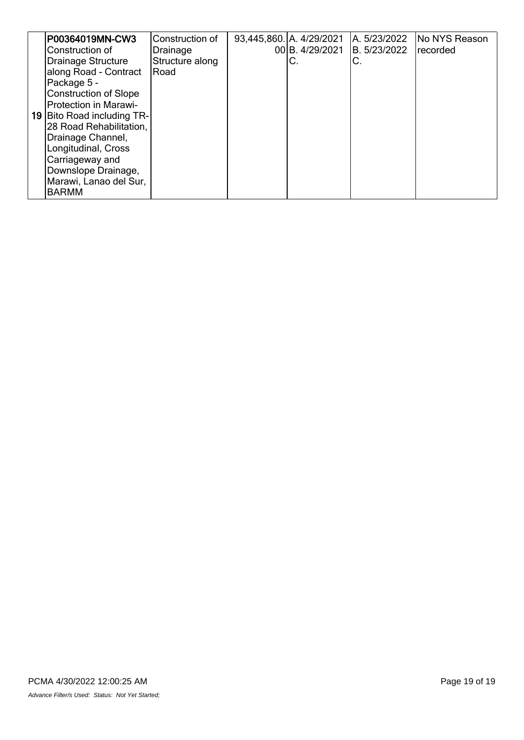| | | | | | | |
|---|---|---|---|---|---|---|
| 19 | **P00364019MN-CW3** Construction of Drainage Structure along Road - Contract Package 5 - Construction of Slope Protection in Marawi-Bito Road including TR-28 Road Rehabilitation, Drainage Channel, Longitudinal, Cross Carriageway and Downslope Drainage, Marawi, Lanao del Sur, BARMM | Construction of Drainage Structure along Road | 93,445,860.00 | A. 4/29/2021<br>B. 4/29/2021<br>C. | A. 5/23/2022<br>B. 5/23/2022<br>C. | No NYS Reason recorded |

PCMA 4/30/2022 12:00:25 AM

*Advance Filter/s Used: Status: Not Yet Started;*